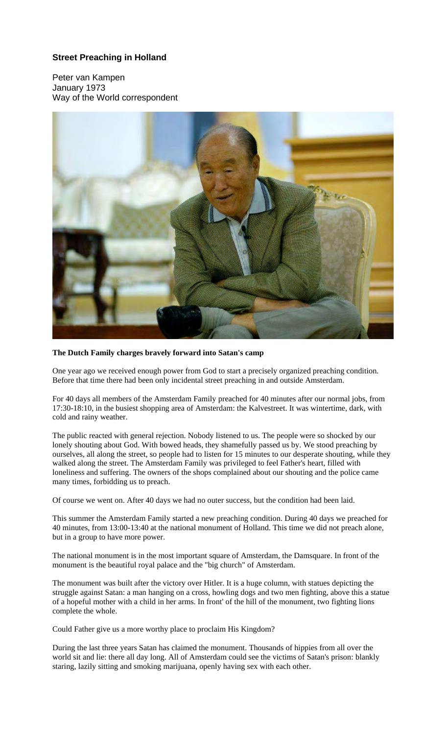### Street Preaching in Holland

Peter van Kampen
January 1973
Way of the World correspondent

**The Dutch Family charges bravely forward into Satan's camp**

One year ago we received enough power from God to start a precisely organized preaching condition. Before that time there had been only incidental street preaching in and outside Amsterdam.

For 40 days all members of the Amsterdam Family preached for 40 minutes after our normal jobs, from 17:30-18:10, in the busiest shopping area of Amsterdam: the Kalvestreet. It was wintertime, dark, with cold and rainy weather.

The public reacted with general rejection. Nobody listened to us. The people were so shocked by our lonely shouting about God. With bowed heads, they shamefully passed us by. We stood preaching by ourselves, all along the street, so people had to listen for 15 minutes to our desperate shouting, while they walked along the street. The Amsterdam Family was privileged to feel Father's heart, filled with loneliness and suffering. The owners of the shops complained about our shouting and the police came many times, forbidding us to preach.

Of course we went on. After 40 days we had no outer success, but the condition had been laid.

This summer the Amsterdam Family started a new preaching condition. During 40 days we preached for 40 minutes, from 13:00-13:40 at the national monument of Holland. This time we did not preach alone, but in a group to have more power.

The national monument is in the most important square of Amsterdam, the Damsquare. In front of the monument is the beautiful royal palace and the "big church" of Amsterdam.

The monument was built after the victory over Hitler. It is a huge column, with statues depicting the struggle against Satan: a man hanging on a cross, howling dogs and two men fighting, above this a statue of a hopeful mother with a child in her arms. In front' of the hill of the monument, two fighting lions complete the whole.

Could Father give us a more worthy place to proclaim His Kingdom?

During the last three years Satan has claimed the monument. Thousands of hippies from all over the world sit and lie: there all day long. All of Amsterdam could see the victims of Satan's prison: blankly staring, lazily sitting and smoking marijuana, openly having sex with each other.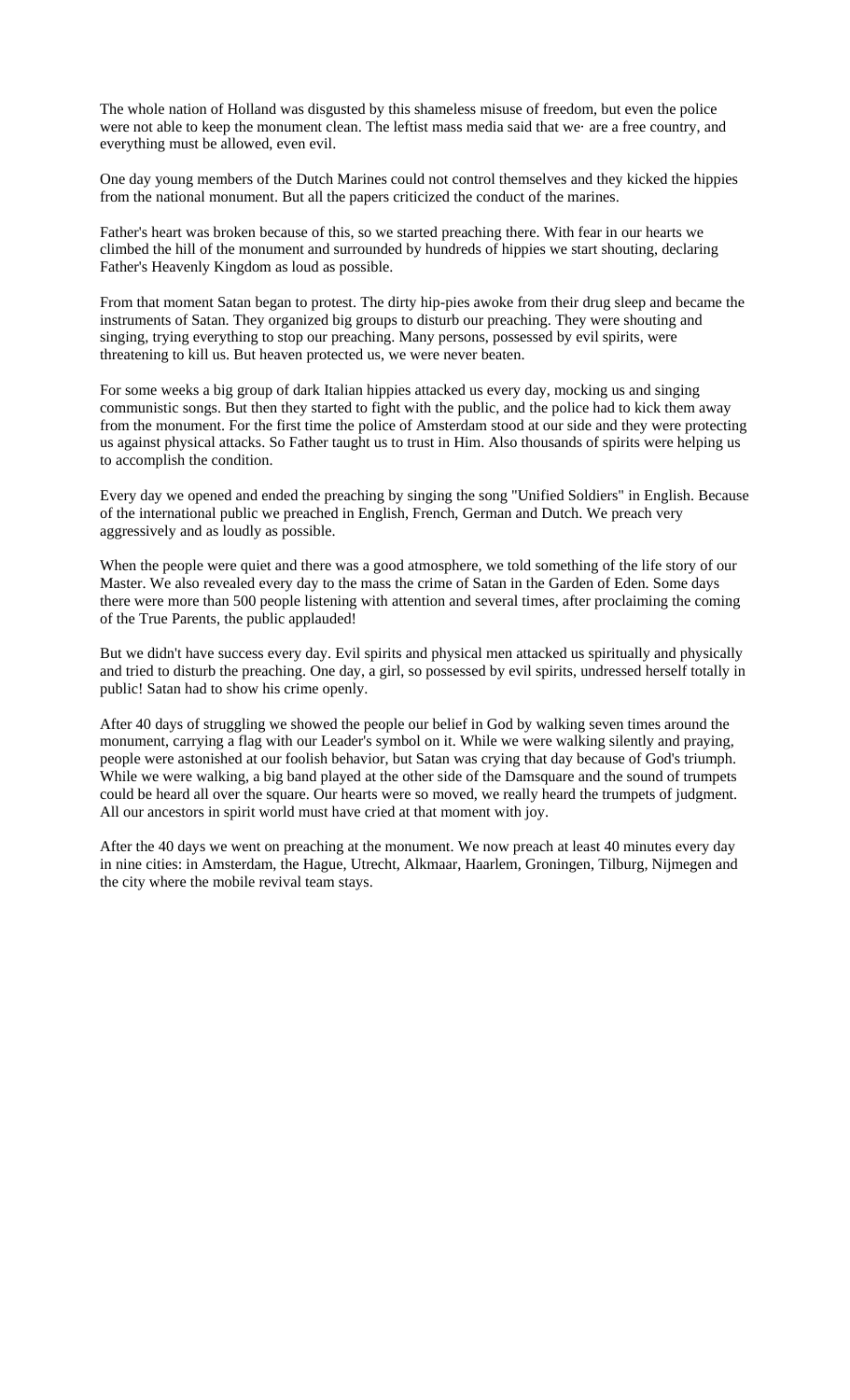The whole nation of Holland was disgusted by this shameless misuse of freedom, but even the police were not able to keep the monument clean. The leftist mass media said that we· are a free country, and everything must be allowed, even evil.

One day young members of the Dutch Marines could not control themselves and they kicked the hippies from the national monument. But all the papers criticized the conduct of the marines.

Father's heart was broken because of this, so we started preaching there. With fear in our hearts we climbed the hill of the monument and surrounded by hundreds of hippies we start shouting, declaring Father's Heavenly Kingdom as loud as possible.

From that moment Satan began to protest. The dirty hip-pies awoke from their drug sleep and became the instruments of Satan. They organized big groups to disturb our preaching. They were shouting and singing, trying everything to stop our preaching. Many persons, possessed by evil spirits, were threatening to kill us. But heaven protected us, we were never beaten.

For some weeks a big group of dark Italian hippies attacked us every day, mocking us and singing communistic songs. But then they started to fight with the public, and the police had to kick them away from the monument. For the first time the police of Amsterdam stood at our side and they were protecting us against physical attacks. So Father taught us to trust in Him. Also thousands of spirits were helping us to accomplish the condition.

Every day we opened and ended the preaching by singing the song "Unified Soldiers" in English. Because of the international public we preached in English, French, German and Dutch. We preach very aggressively and as loudly as possible.

When the people were quiet and there was a good atmosphere, we told something of the life story of our Master. We also revealed every day to the mass the crime of Satan in the Garden of Eden. Some days there were more than 500 people listening with attention and several times, after proclaiming the coming of the True Parents, the public applauded!

But we didn't have success every day. Evil spirits and physical men attacked us spiritually and physically and tried to disturb the preaching. One day, a girl, so possessed by evil spirits, undressed herself totally in public! Satan had to show his crime openly.

After 40 days of struggling we showed the people our belief in God by walking seven times around the monument, carrying a flag with our Leader's symbol on it. While we were walking silently and praying, people were astonished at our foolish behavior, but Satan was crying that day because of God's triumph. While we were walking, a big band played at the other side of the Damsquare and the sound of trumpets could be heard all over the square. Our hearts were so moved, we really heard the trumpets of judgment. All our ancestors in spirit world must have cried at that moment with joy.

After the 40 days we went on preaching at the monument. We now preach at least 40 minutes every day in nine cities: in Amsterdam, the Hague, Utrecht, Alkmaar, Haarlem, Groningen, Tilburg, Nijmegen and the city where the mobile revival team stays.